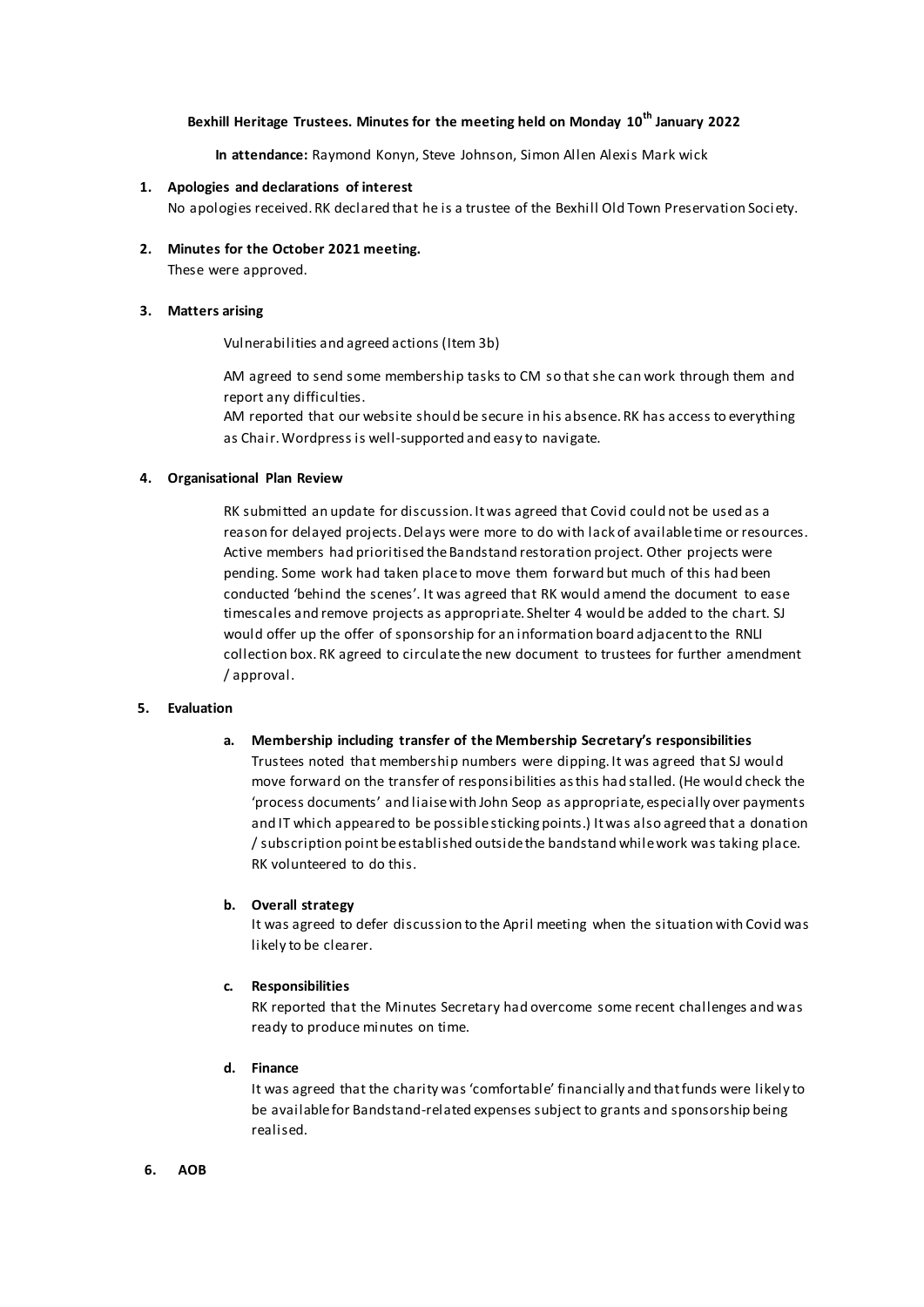**Bexhill Heritage Trustees. Minutes for the meeting held on Monday 10th January 2022**

**In attendance:** Raymond Konyn, Steve Johnson, Simon Allen Alexis Mark wick

1. **Apologies and declarations of interest**

   No apologies received. RK declared that he is a trustee of the Bexhill Old Town Preservation Society.

2. **Minutes for the October 2021 meeting.**

   These were approved.

3. **Matters arising**

   Vulnerabilities and agreed actions (Item 3b)

   AM agreed to send some membership tasks to CM so that she can work through them and report any difficulties.

   AM reported that our website should be secure in his absence. RK has access to everything as Chair. Wordpress is well-supported and easy to navigate.

4. **Organisational Plan Review**

   RK submitted an update for discussion. It was agreed that Covid could not be used as a reason for delayed projects. Delays were more to do with lack of available time or resources. Active members had prioritised the Bandstand restoration project. Other projects were pending. Some work had taken place to move them forward but much of this had been conducted 'behind the scenes'. It was agreed that RK would amend the document to ease timescales and remove projects as appropriate. Shelter 4 would be added to the chart. SJ would offer up the offer of sponsorship for an information board adjacent to the RNLI collection box. RK agreed to circulate the new document to trustees for further amendment / approval.

5. **Evaluation**

   a. **Membership including transfer of the Membership Secretary's responsibilities**

      Trustees noted that membership numbers were dipping. It was agreed that SJ would move forward on the transfer of responsibilities as this had stalled. (He would check the 'process documents' and liaise with John Seop as appropriate, especially over payments and IT which appeared to be possible sticking points.) It was also agreed that a donation / subscription point be established outside the bandstand while work was taking place. RK volunteered to do this.

   b. **Overall strategy**

      It was agreed to defer discussion to the April meeting when the situation with Covid was likely to be clearer.

   c. **Responsibilities**

      RK reported that the Minutes Secretary had overcome some recent challenges and was ready to produce minutes on time.

   d. **Finance**

      It was agreed that the charity was 'comfortable' financially and that funds were likely to be available for Bandstand-related expenses subject to grants and sponsorship being realised.

6. **AOB**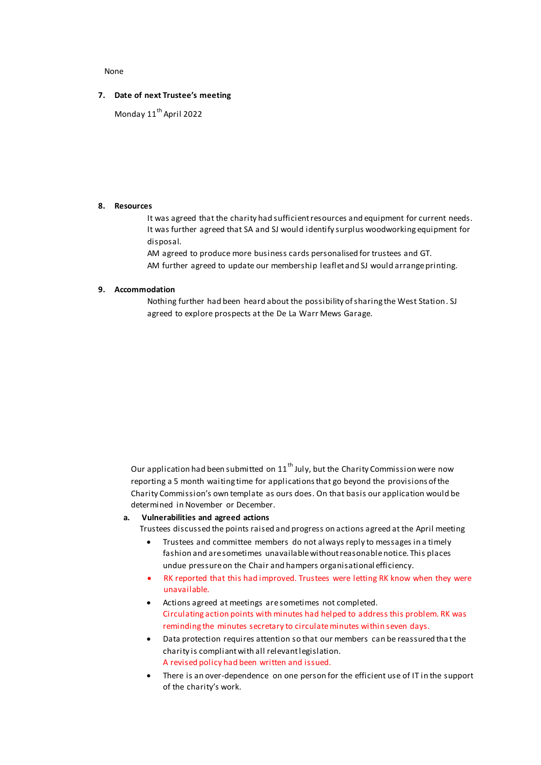None

**7. Date of next Trustee's meeting**

Monday 11th April 2022

**8. Resources**

It was agreed that the charity had sufficient resources and equipment for current needs. It was further agreed that SA and SJ would identify surplus woodworking equipment for disposal.

AM agreed to produce more business cards personalised for trustees and GT.

AM further agreed to update our membership leaflet and SJ would arrange printing.

**9. Accommodation**

Nothing further had been heard about the possibility of sharing the West Station. SJ agreed to explore prospects at the De La Warr Mews Garage.

Our application had been submitted on 11th July, but the Charity Commission were now reporting a 5 month waiting time for applications that go beyond the provisions of the Charity Commission's own template as ours does. On that basis our application would be determined in November or December.

**a. Vulnerabilities and agreed actions**

Trustees discussed the points raised and progress on actions agreed at the April meeting

- Trustees and committee members do not always reply to messages in a timely fashion and are sometimes unavailable without reasonable notice. This places undue pressure on the Chair and hampers organisational efficiency.
- RK reported that this had improved. Trustees were letting RK know when they were unavailable.
- Actions agreed at meetings are sometimes not completed.
  Circulating action points with minutes had helped to address this problem. RK was reminding the minutes secretary to circulate minutes within seven days.
- Data protection requires attention so that our members can be reassured that the charity is compliant with all relevant legislation.
  A revised policy had been written and issued.
- There is an over-dependence on one person for the efficient use of IT in the support of the charity's work.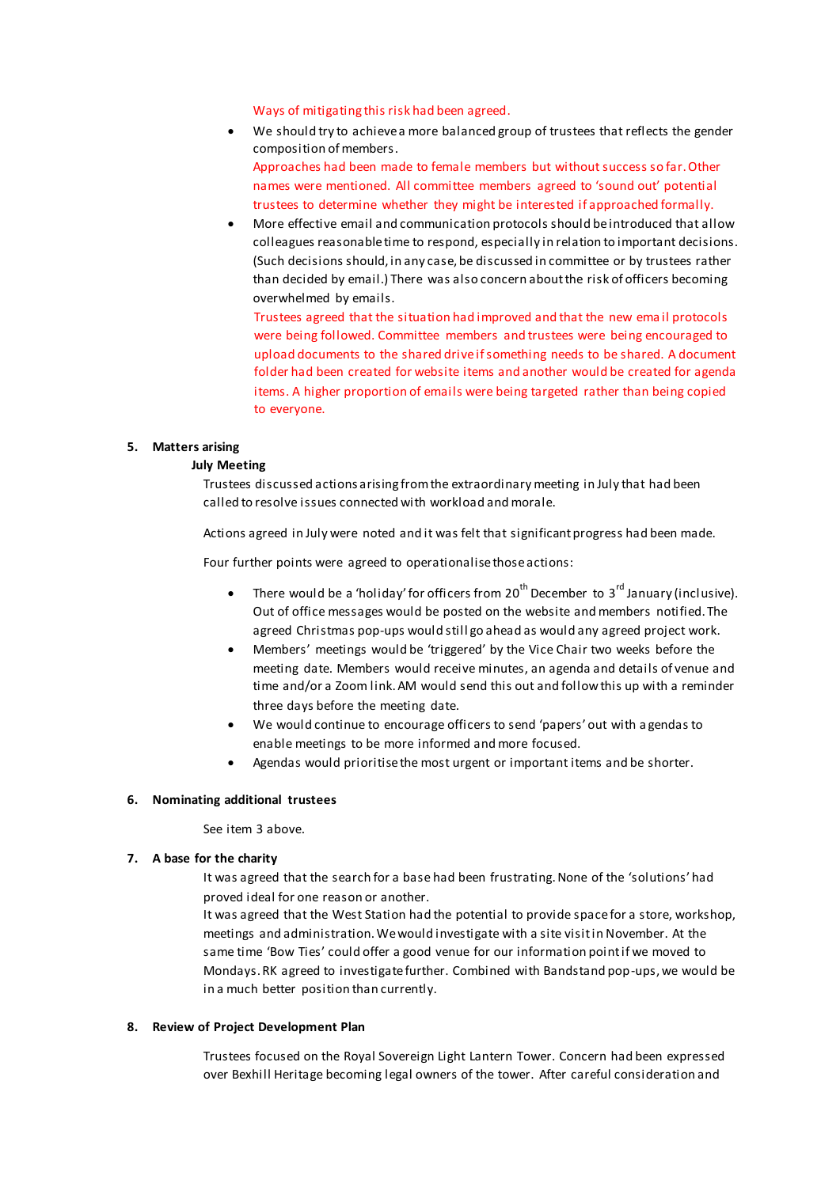Ways of mitigating this risk had been agreed.

- We should try to achieve a more balanced group of trustees that reflects the gender composition of members.
  Approaches had been made to female members but without success so far. Other names were mentioned. All committee members agreed to 'sound out' potential trustees to determine whether they might be interested if approached formally.
- More effective email and communication protocols should be introduced that allow colleagues reasonable time to respond, especially in relation to important decisions. (Such decisions should, in any case, be discussed in committee or by trustees rather than decided by email.) There was also concern about the risk of officers becoming overwhelmed by emails.
  Trustees agreed that the situation had improved and that the new email protocols were being followed. Committee members and trustees were being encouraged to upload documents to the shared drive if something needs to be shared. A document folder had been created for website items and another would be created for agenda items. A higher proportion of emails were being targeted rather than being copied to everyone.

**5. Matters arising**

**July Meeting**

Trustees discussed actions arising from the extraordinary meeting in July that had been called to resolve issues connected with workload and morale.

Actions agreed in July were noted and it was felt that significant progress had been made.

Four further points were agreed to operationalise those actions:

- There would be a 'holiday' for officers from 20th December to 3rd January (inclusive). Out of office messages would be posted on the website and members notified. The agreed Christmas pop-ups would still go ahead as would any agreed project work.
- Members' meetings would be 'triggered' by the Vice Chair two weeks before the meeting date. Members would receive minutes, an agenda and details of venue and time and/or a Zoom link. AM would send this out and follow this up with a reminder three days before the meeting date.
- We would continue to encourage officers to send 'papers' out with agendas to enable meetings to be more informed and more focused.
- Agendas would prioritise the most urgent or important items and be shorter.

**6. Nominating additional trustees**

See item 3 above.

**7. A base for the charity**

It was agreed that the search for a base had been frustrating. None of the 'solutions' had proved ideal for one reason or another.
It was agreed that the West Station had the potential to provide space for a store, workshop, meetings and administration. We would investigate with a site visit in November. At the same time 'Bow Ties' could offer a good venue for our information point if we moved to Mondays. RK agreed to investigate further. Combined with Bandstand pop-ups, we would be in a much better position than currently.

**8. Review of Project Development Plan**

Trustees focused on the Royal Sovereign Light Lantern Tower. Concern had been expressed over Bexhill Heritage becoming legal owners of the tower. After careful consideration and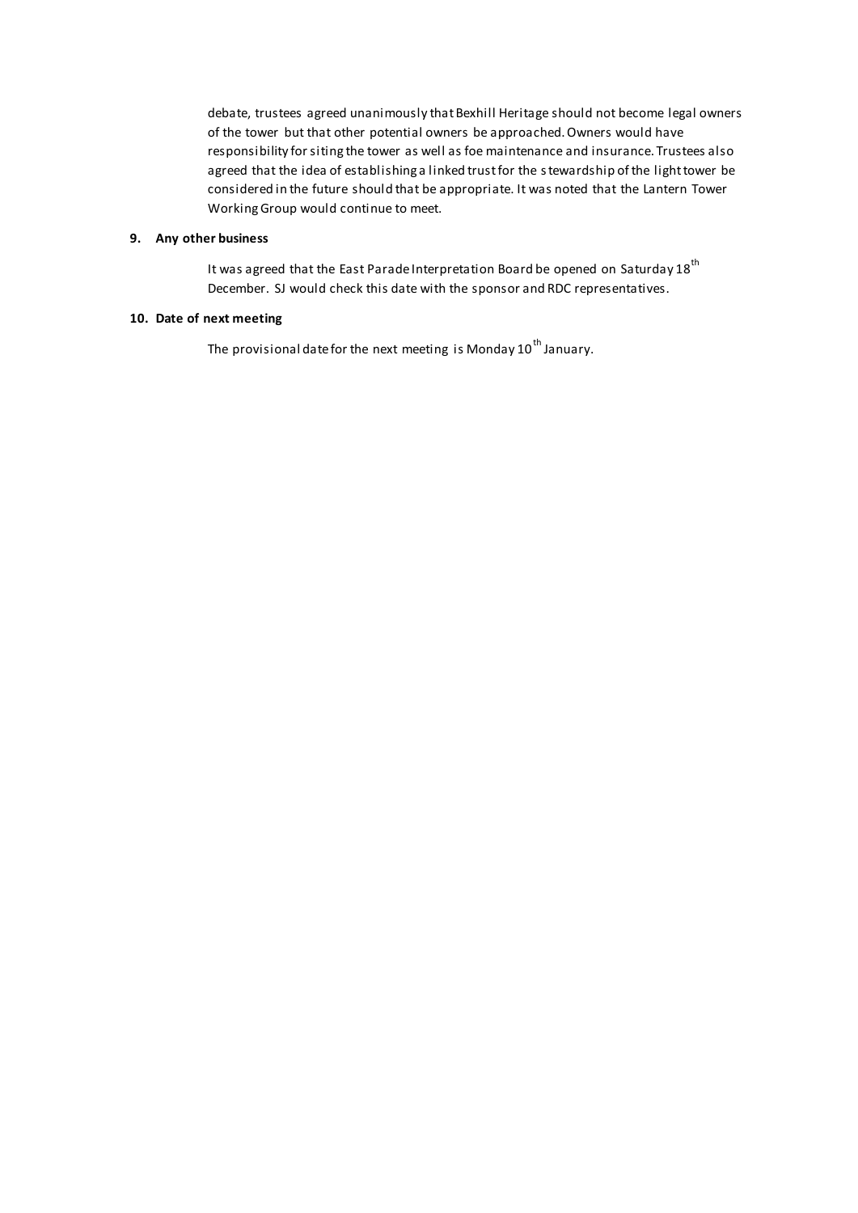debate, trustees agreed unanimously that Bexhill Heritage should not become legal owners of the tower but that other potential owners be approached. Owners would have responsibility for siting the tower as well as foe maintenance and insurance. Trustees also agreed that the idea of establishing a linked trust for the stewardship of the light tower be considered in the future should that be appropriate. It was noted that the Lantern Tower Working Group would continue to meet.

**9. Any other business**

It was agreed that the East Parade Interpretation Board be opened on Saturday 18th December. SJ would check this date with the sponsor and RDC representatives.

**10. Date of next meeting**

The provisional date for the next meeting is Monday 10th January.